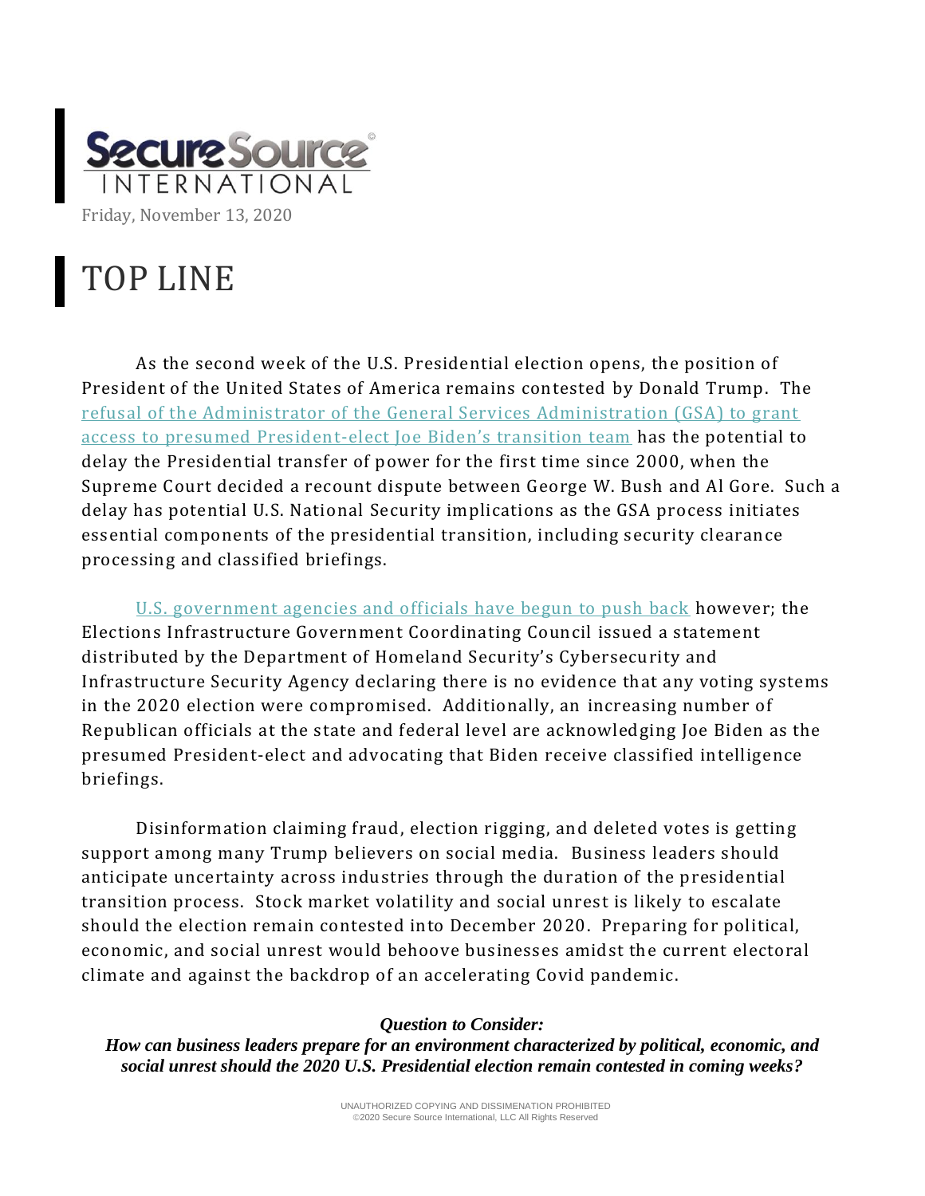Secure Source INTERNATIONAL

Friday, November 13, 2020

# TOP LINE

As the second week of the U.S. Presidential election opens, the position of President of the United States of America remains contested by Donald Trump. The refusal of the Administrator of the General Services Administration (GSA) to grant access to presumed President-elect Joe Biden's transition team has the potential to delay the Presidential transfer of power for the first time since 2000, when the Supreme Court decided a recount dispute between George W. Bush and Al Gore. Such a delay has potential U.S. National Security implications as the GSA process initiates essential components of the presidential transition, including security clearance processing and classified briefings.

U.S. government agencies and officials have begun to push back however; the Elections Infrastructure Government Coordinating Council issued a statement distributed by the Department of Homeland Security's Cybersecurity and Infrastructure Security Agency declaring there is no evidence that any voting systems in the 2020 election were compromised. Additionally, an increasing number of Republican officials at the state and federal level are acknowledging Joe Biden as the presumed President-elect and advocating that Biden receive classified intelligence briefings.

Disinformation claiming fraud, election rigging, and deleted votes is getting support among many Trump believers on social media. Business leaders should anticipate uncertainty across industries through the duration of the presidential transition process. Stock market volatility and social unrest is likely to escalate should the election remain contested into December 2020. Preparing for political, economic, and social unrest would behoove businesses amidst the current electoral climate and against the backdrop of an accelerating Covid pandemic.

***Question to Consider:***
***How can business leaders prepare for an environment characterized by political, economic, and social unrest should the 2020 U.S. Presidential election remain contested in coming weeks?***

UNAUTHORIZED COPYING AND DISSIMENATION PROHIBITED
©2020 Secure Source International, LLC All Rights Reserved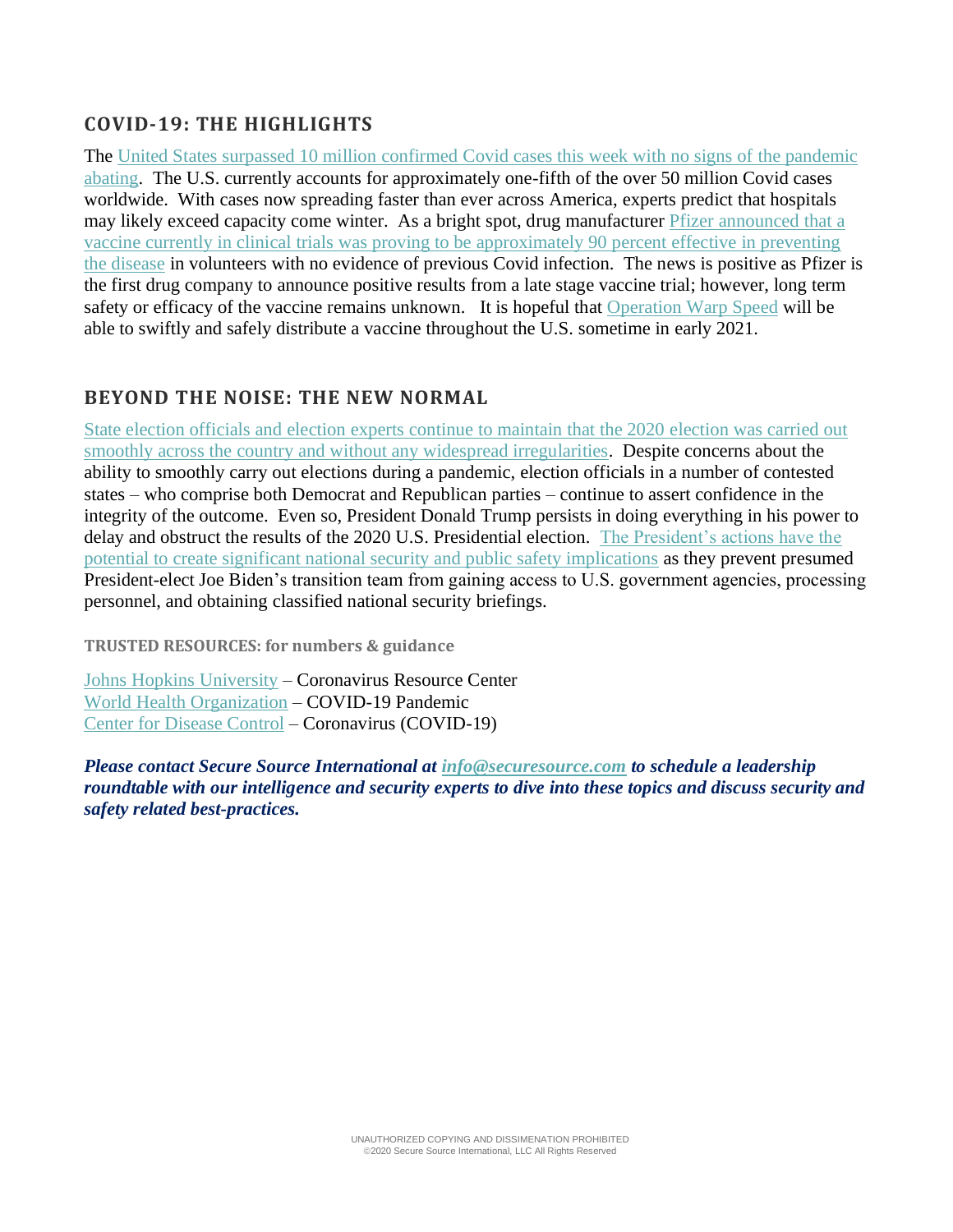## COVID-19: THE HIGHLIGHTS

The United States surpassed 10 million confirmed Covid cases this week with no signs of the pandemic abating. The U.S. currently accounts for approximately one-fifth of the over 50 million Covid cases worldwide. With cases now spreading faster than ever across America, experts predict that hospitals may likely exceed capacity come winter. As a bright spot, drug manufacturer Pfizer announced that a vaccine currently in clinical trials was proving to be approximately 90 percent effective in preventing the disease in volunteers with no evidence of previous Covid infection. The news is positive as Pfizer is the first drug company to announce positive results from a late stage vaccine trial; however, long term safety or efficacy of the vaccine remains unknown. It is hopeful that Operation Warp Speed will be able to swiftly and safely distribute a vaccine throughout the U.S. sometime in early 2021.

## BEYOND THE NOISE: THE NEW NORMAL

State election officials and election experts continue to maintain that the 2020 election was carried out smoothly across the country and without any widespread irregularities. Despite concerns about the ability to smoothly carry out elections during a pandemic, election officials in a number of contested states – who comprise both Democrat and Republican parties – continue to assert confidence in the integrity of the outcome. Even so, President Donald Trump persists in doing everything in his power to delay and obstruct the results of the 2020 U.S. Presidential election. The President's actions have the potential to create significant national security and public safety implications as they prevent presumed President-elect Joe Biden's transition team from gaining access to U.S. government agencies, processing personnel, and obtaining classified national security briefings.

**TRUSTED RESOURCES: for numbers & guidance**

Johns Hopkins University – Coronavirus Resource Center
World Health Organization – COVID-19 Pandemic
Center for Disease Control – Coronavirus (COVID-19)

***Please contact Secure Source International at info@securesource.com to schedule a leadership roundtable with our intelligence and security experts to dive into these topics and discuss security and safety related best-practices.***

UNAUTHORIZED COPYING AND DISSIMENATION PROHIBITED
©2020 Secure Source International, LLC All Rights Reserved